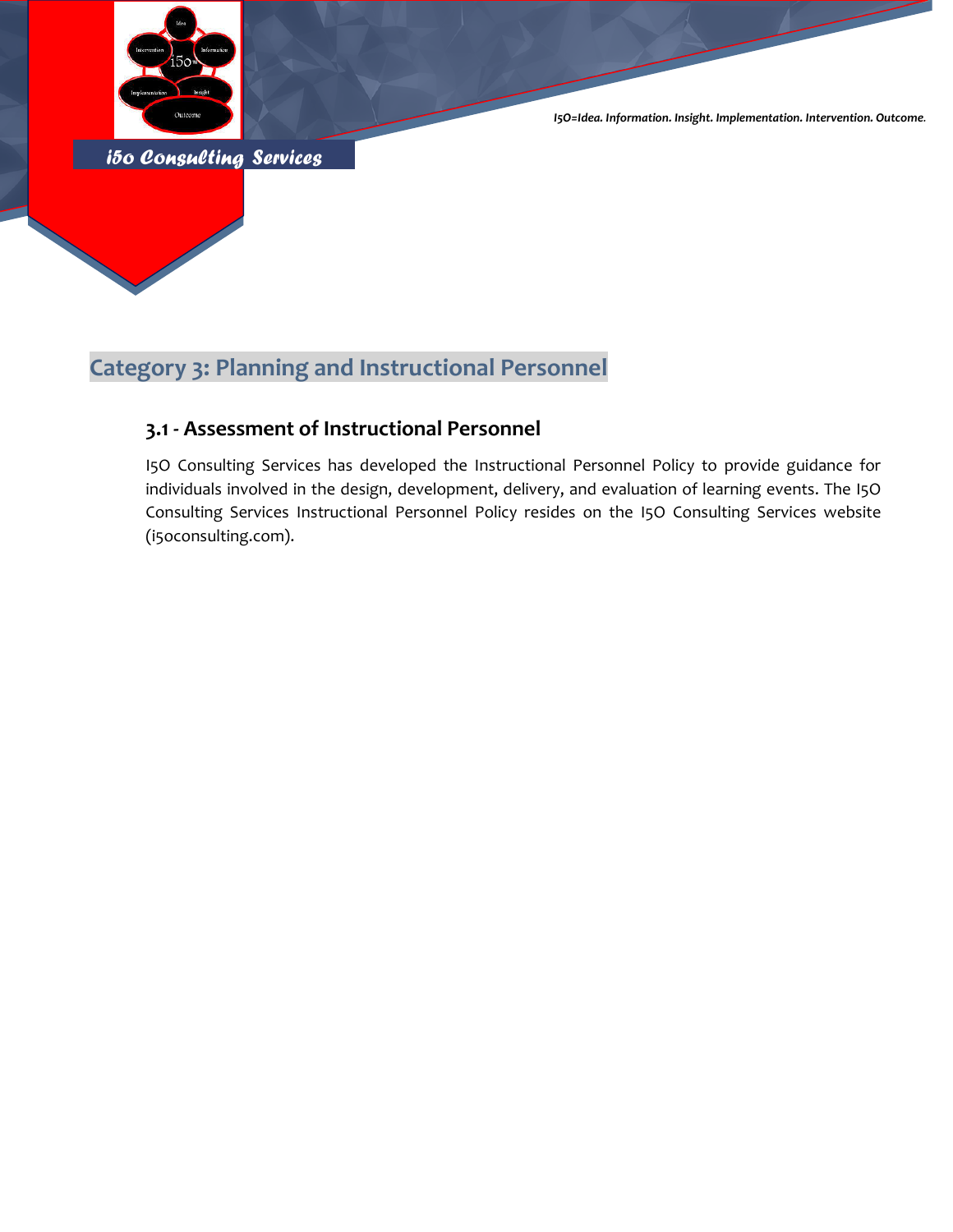# Category 3: Planning and Instructional Personnel

## 3.1 - Assessment of Instructional Personnel

I5O Consulting Services has developed the Instructional Personnel Policy to provide guidance for individuals involved in the design, development, delivery, and evaluation of learning events. The I5O Consulting Services Instructional Personnel Policy resides on the I5O Consulting Services website (i50consulting.com).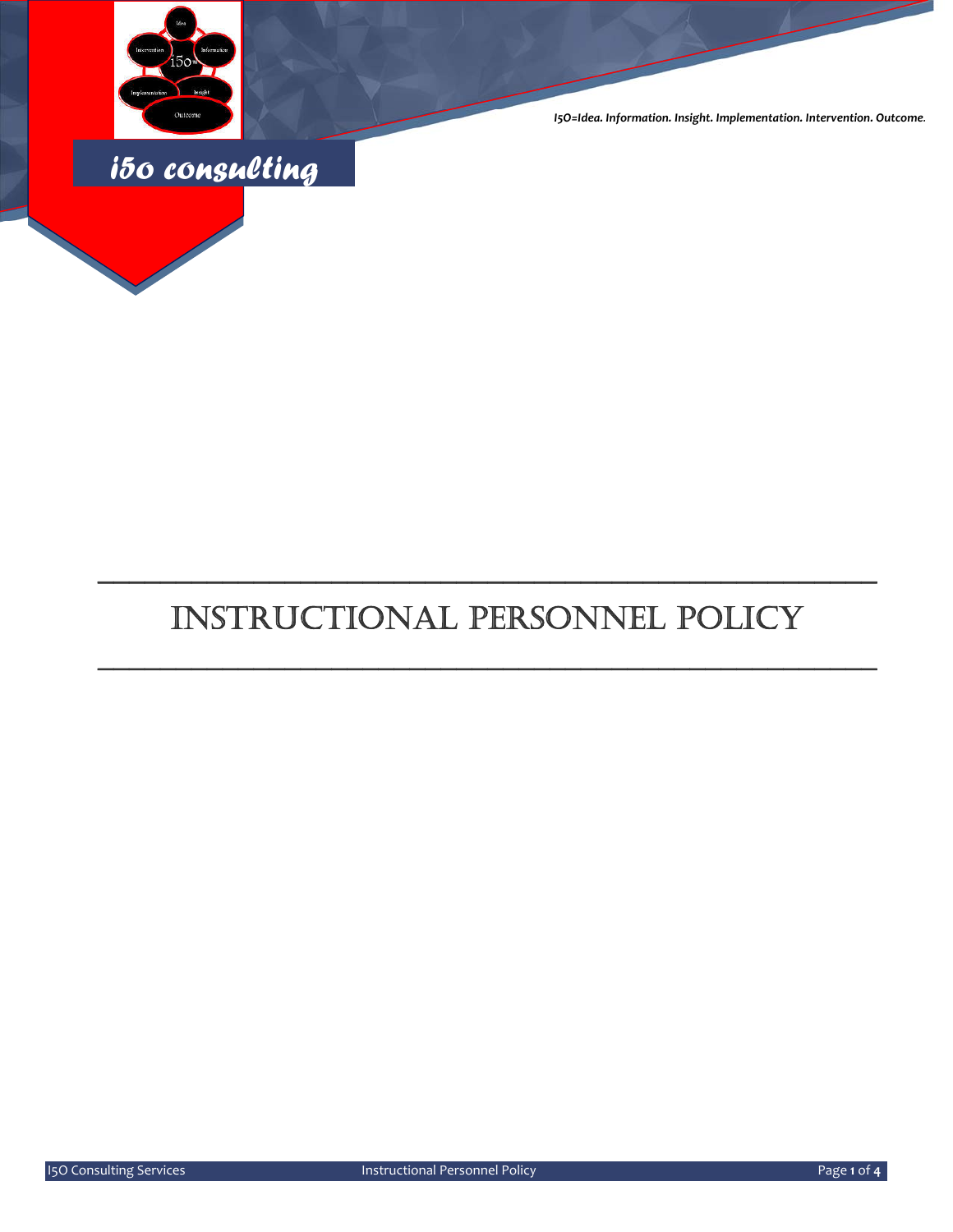I5O=Idea. Information. Insight. Implementation. Intervention. Outcome.

i5o consulting

# INSTRUCTIONAL PERSONNEL POLICY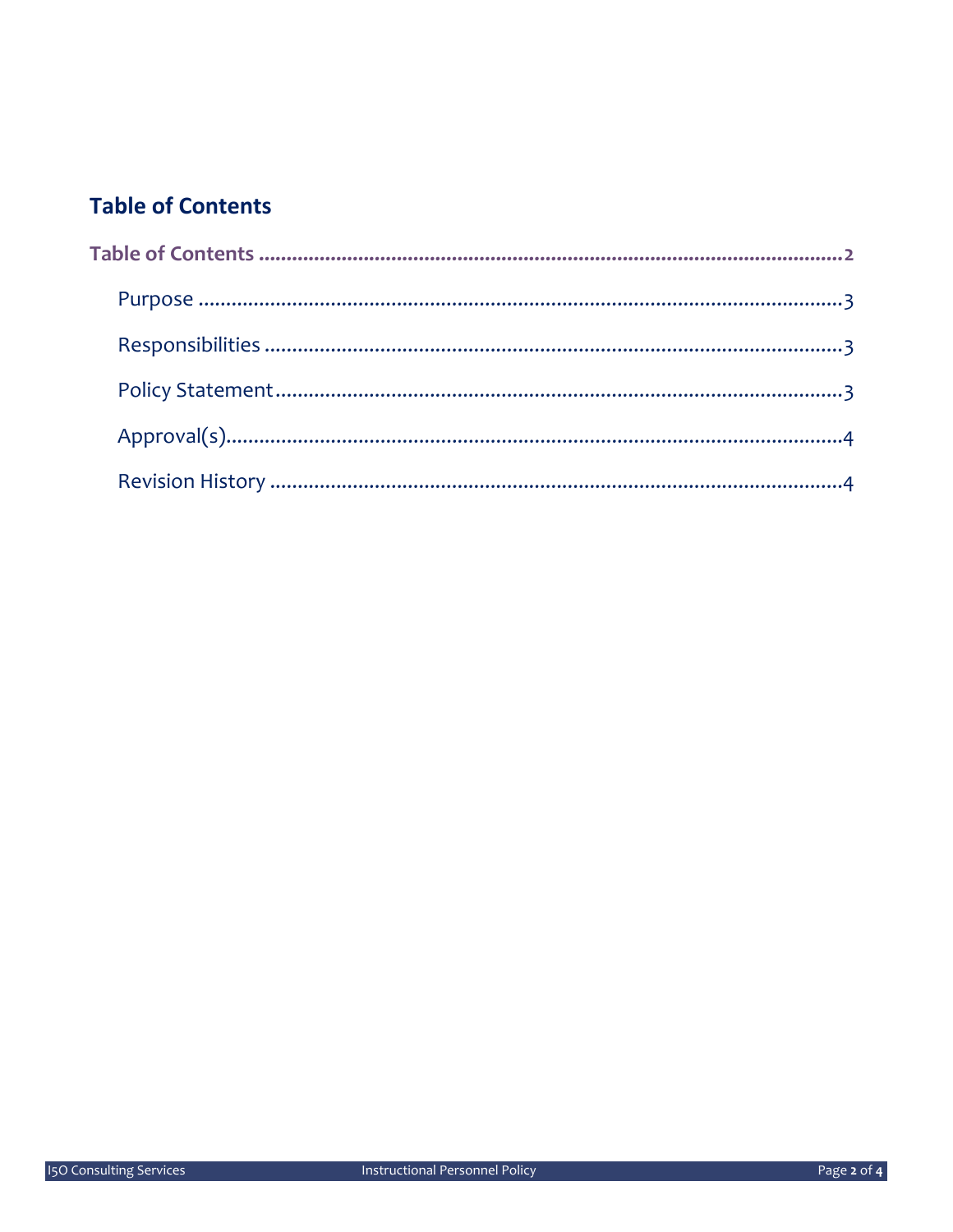## Table of Contents

Table of Contents ........................................................................................................2

Purpose .............................................................................................................3

Responsibilities .................................................................................................3

Policy Statement ...............................................................................................3

Approval(s) ........................................................................................................4

Revision History ................................................................................................4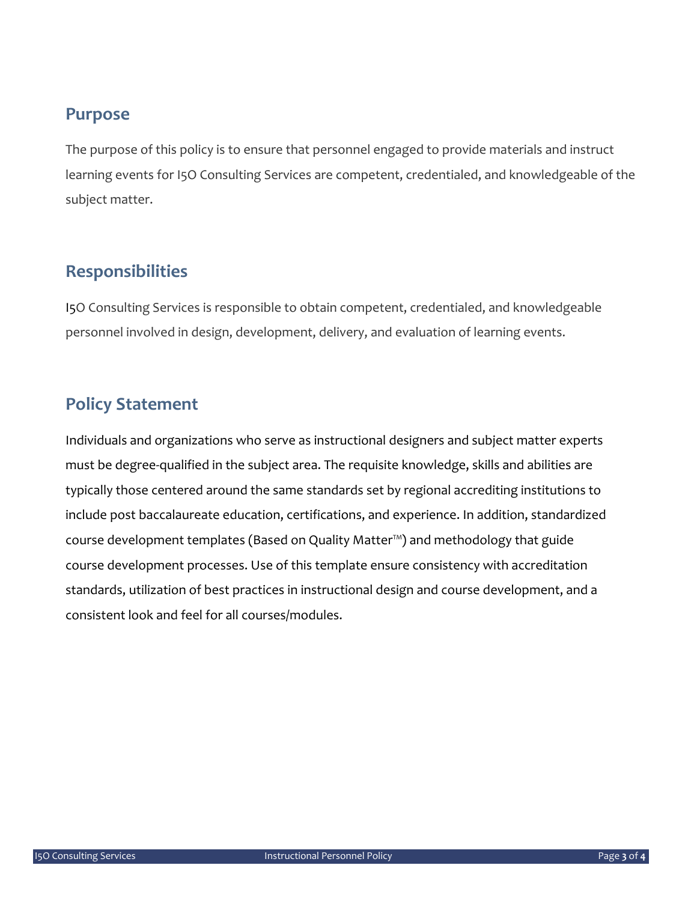## Purpose

The purpose of this policy is to ensure that personnel engaged to provide materials and instruct learning events for I5O Consulting Services are competent, credentialed, and knowledgeable of the subject matter.

## Responsibilities

I5O Consulting Services is responsible to obtain competent, credentialed, and knowledgeable personnel involved in design, development, delivery, and evaluation of learning events.

## Policy Statement

Individuals and organizations who serve as instructional designers and subject matter experts must be degree-qualified in the subject area. The requisite knowledge, skills and abilities are typically those centered around the same standards set by regional accrediting institutions to include post baccalaureate education, certifications, and experience. In addition, standardized course development templates (Based on Quality Matter™) and methodology that guide course development processes. Use of this template ensure consistency with accreditation standards, utilization of best practices in instructional design and course development, and a consistent look and feel for all courses/modules.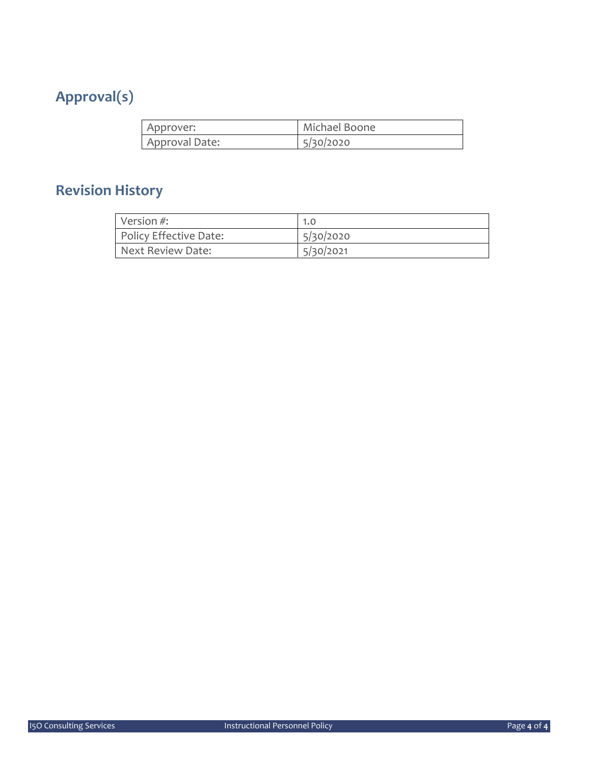## Approval(s)

| | |
|---|---|
| Approver: | Michael Boone |
| Approval Date: | 5/30/2020 |

## Revision History

| | |
|---|---|
| Version #: | 1.0 |
| Policy Effective Date: | 5/30/2020 |
| Next Review Date: | 5/30/2021 |